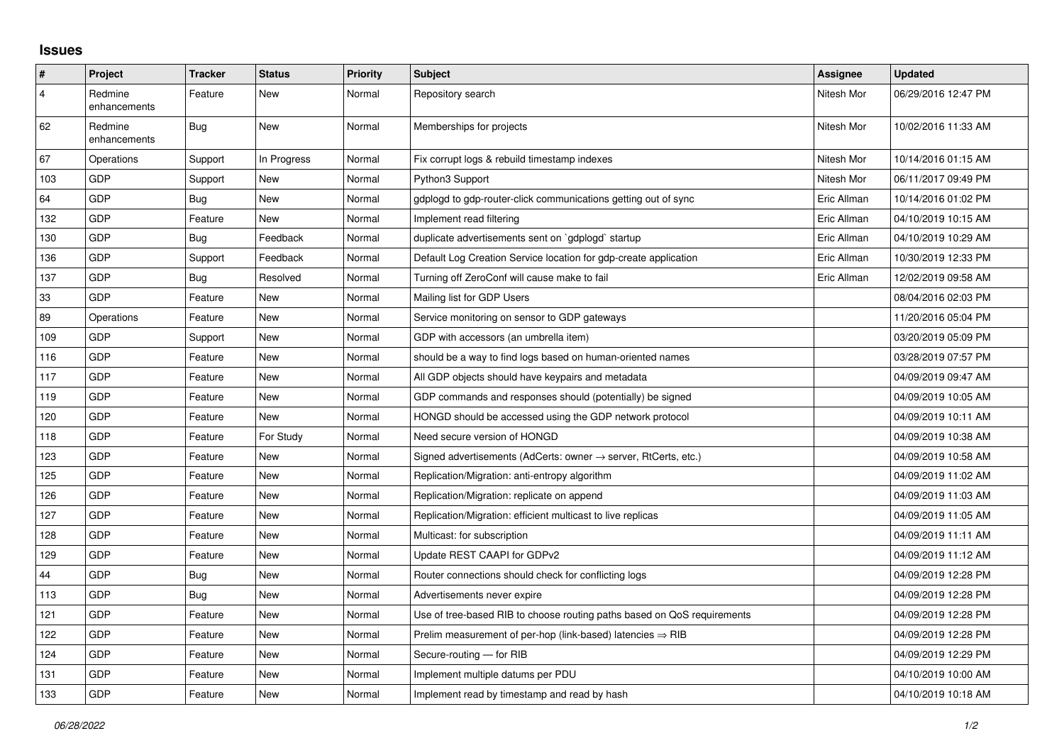## Issues

| # | Project | Tracker | Status | Priority | Subject | Assignee | Updated |
|---|---|---|---|---|---|---|---|
| 4 | Redmine enhancements | Feature | New | Normal | Repository search | Nitesh Mor | 06/29/2016 12:47 PM |
| 62 | Redmine enhancements | Bug | New | Normal | Memberships for projects | Nitesh Mor | 10/02/2016 11:33 AM |
| 67 | Operations | Support | In Progress | Normal | Fix corrupt logs & rebuild timestamp indexes | Nitesh Mor | 10/14/2016 01:15 AM |
| 103 | GDP | Support | New | Normal | Python3 Support | Nitesh Mor | 06/11/2017 09:49 PM |
| 64 | GDP | Bug | New | Normal | gdplogd to gdp-router-click communications getting out of sync | Eric Allman | 10/14/2016 01:02 PM |
| 132 | GDP | Feature | New | Normal | Implement read filtering | Eric Allman | 04/10/2019 10:15 AM |
| 130 | GDP | Bug | Feedback | Normal | duplicate advertisements sent on `gdplogd` startup | Eric Allman | 04/10/2019 10:29 AM |
| 136 | GDP | Support | Feedback | Normal | Default Log Creation Service location for gdp-create application | Eric Allman | 10/30/2019 12:33 PM |
| 137 | GDP | Bug | Resolved | Normal | Turning off ZeroConf will cause make to fail | Eric Allman | 12/02/2019 09:58 AM |
| 33 | GDP | Feature | New | Normal | Mailing list for GDP Users | | 08/04/2016 02:03 PM |
| 89 | Operations | Feature | New | Normal | Service monitoring on sensor to GDP gateways | | 11/20/2016 05:04 PM |
| 109 | GDP | Support | New | Normal | GDP with accessors (an umbrella item) | | 03/20/2019 05:09 PM |
| 116 | GDP | Feature | New | Normal | should be a way to find logs based on human-oriented names | | 03/28/2019 07:57 PM |
| 117 | GDP | Feature | New | Normal | All GDP objects should have keypairs and metadata | | 04/09/2019 09:47 AM |
| 119 | GDP | Feature | New | Normal | GDP commands and responses should (potentially) be signed | | 04/09/2019 10:05 AM |
| 120 | GDP | Feature | New | Normal | HONGD should be accessed using the GDP network protocol | | 04/09/2019 10:11 AM |
| 118 | GDP | Feature | For Study | Normal | Need secure version of HONGD | | 04/09/2019 10:38 AM |
| 123 | GDP | Feature | New | Normal | Signed advertisements (AdCerts: owner → server, RtCerts, etc.) | | 04/09/2019 10:58 AM |
| 125 | GDP | Feature | New | Normal | Replication/Migration: anti-entropy algorithm | | 04/09/2019 11:02 AM |
| 126 | GDP | Feature | New | Normal | Replication/Migration: replicate on append | | 04/09/2019 11:03 AM |
| 127 | GDP | Feature | New | Normal | Replication/Migration: efficient multicast to live replicas | | 04/09/2019 11:05 AM |
| 128 | GDP | Feature | New | Normal | Multicast: for subscription | | 04/09/2019 11:11 AM |
| 129 | GDP | Feature | New | Normal | Update REST CAAPI for GDPv2 | | 04/09/2019 11:12 AM |
| 44 | GDP | Bug | New | Normal | Router connections should check for conflicting logs | | 04/09/2019 12:28 PM |
| 113 | GDP | Bug | New | Normal | Advertisements never expire | | 04/09/2019 12:28 PM |
| 121 | GDP | Feature | New | Normal | Use of tree-based RIB to choose routing paths based on QoS requirements | | 04/09/2019 12:28 PM |
| 122 | GDP | Feature | New | Normal | Prelim measurement of per-hop (link-based) latencies ⇒ RIB | | 04/09/2019 12:28 PM |
| 124 | GDP | Feature | New | Normal | Secure-routing — for RIB | | 04/09/2019 12:29 PM |
| 131 | GDP | Feature | New | Normal | Implement multiple datums per PDU | | 04/10/2019 10:00 AM |
| 133 | GDP | Feature | New | Normal | Implement read by timestamp and read by hash | | 04/10/2019 10:18 AM |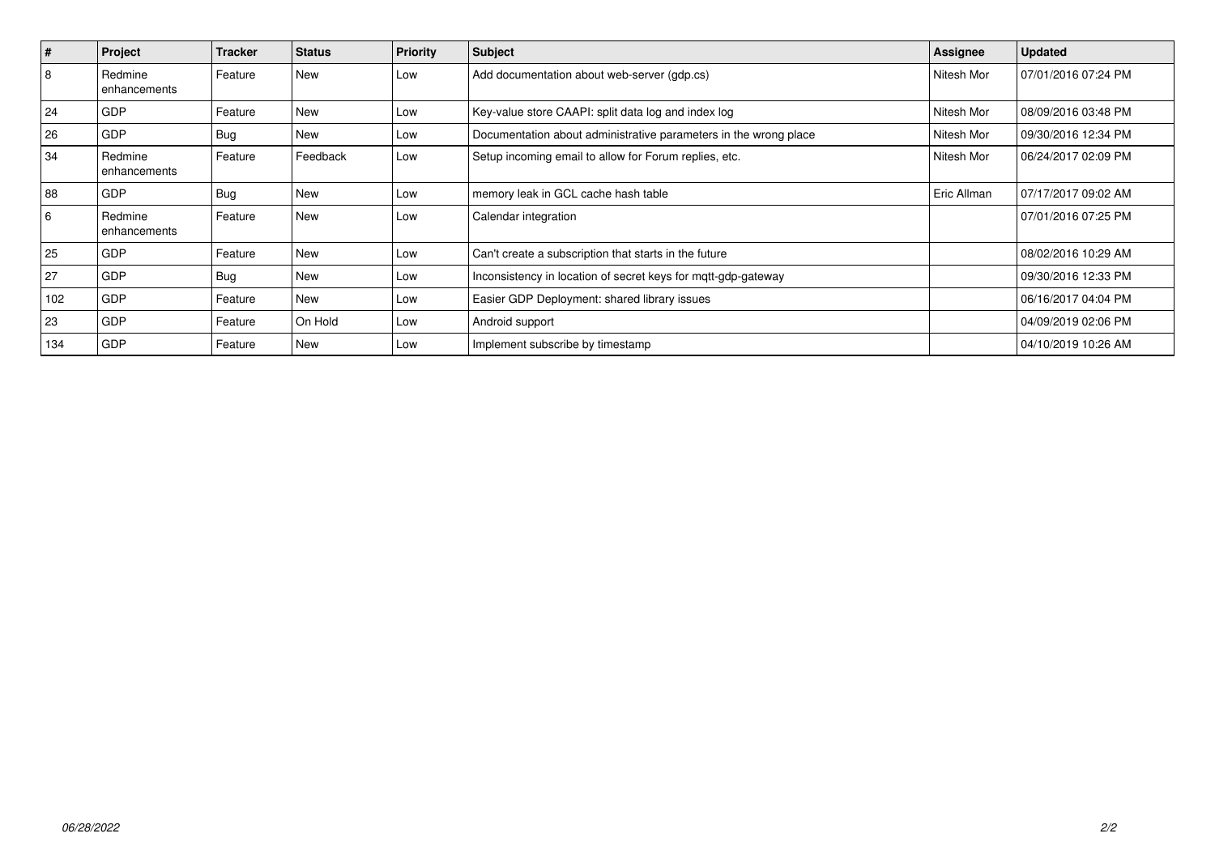| # | Project | Tracker | Status | Priority | Subject | Assignee | Updated |
|---|---|---|---|---|---|---|---|
| 8 | Redmine enhancements | Feature | New | Low | Add documentation about web-server (gdp.cs) | Nitesh Mor | 07/01/2016 07:24 PM |
| 24 | GDP | Feature | New | Low | Key-value store CAAPI: split data log and index log | Nitesh Mor | 08/09/2016 03:48 PM |
| 26 | GDP | Bug | New | Low | Documentation about administrative parameters in the wrong place | Nitesh Mor | 09/30/2016 12:34 PM |
| 34 | Redmine enhancements | Feature | Feedback | Low | Setup incoming email to allow for Forum replies, etc. | Nitesh Mor | 06/24/2017 02:09 PM |
| 88 | GDP | Bug | New | Low | memory leak in GCL cache hash table | Eric Allman | 07/17/2017 09:02 AM |
| 6 | Redmine enhancements | Feature | New | Low | Calendar integration | | 07/01/2016 07:25 PM |
| 25 | GDP | Feature | New | Low | Can't create a subscription that starts in the future | | 08/02/2016 10:29 AM |
| 27 | GDP | Bug | New | Low | Inconsistency in location of secret keys for mqtt-gdp-gateway | | 09/30/2016 12:33 PM |
| 102 | GDP | Feature | New | Low | Easier GDP Deployment: shared library issues | | 06/16/2017 04:04 PM |
| 23 | GDP | Feature | On Hold | Low | Android support | | 04/09/2019 02:06 PM |
| 134 | GDP | Feature | New | Low | Implement subscribe by timestamp | | 04/10/2019 10:26 AM |